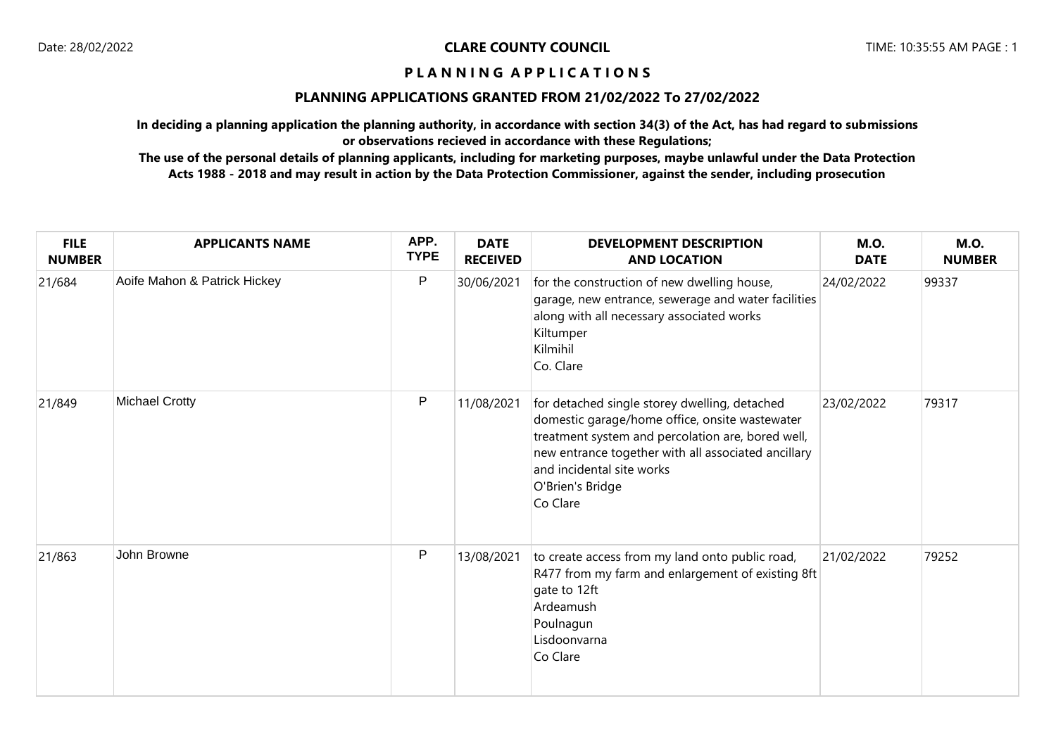**CLARE COUNTY COUNCIL**

# PLANNING APPLICATIONS

## PLANNING APPLICATIONS GRANTED FROM 21/02/2022 To 27/02/2022

**In deciding a planning application the planning authority, in accordance with section 34(3) of the Act, has had regard to submissions or observations recieved in accordance with these Regulations;**

**The use of the personal details of planning applicants, including for marketing purposes, maybe unlawful under the Data Protection Acts 1988 - 2018 and may result in action by the Data Protection Commissioner, against the sender, including prosecution**

| FILE NUMBER | APPLICANTS NAME | APP. TYPE | DATE RECEIVED | DEVELOPMENT DESCRIPTION AND LOCATION | M.O. DATE | M.O. NUMBER |
|---|---|---|---|---|---|---|
| 21/684 | Aoife Mahon & Patrick Hickey | P | 30/06/2021 | for the construction of new dwelling house, garage, new entrance, sewerage and water facilities along with all necessary associated works<br>Kiltumper<br>Kilmihil<br>Co. Clare | 24/02/2022 | 99337 |
| 21/849 | Michael Crotty | P | 11/08/2021 | for detached single storey dwelling, detached domestic garage/home office, onsite wastewater treatment system and percolation are, bored well, new entrance together with all associated ancillary and incidental site works<br>O'Brien's Bridge<br>Co Clare | 23/02/2022 | 79317 |
| 21/863 | John Browne | P | 13/08/2021 | to create access from my land onto public road, R477 from my farm and enlargement of existing 8ft gate to 12ft<br>Ardeamush<br>Poulnagun<br>Lisdoonvarna<br>Co Clare | 21/02/2022 | 79252 |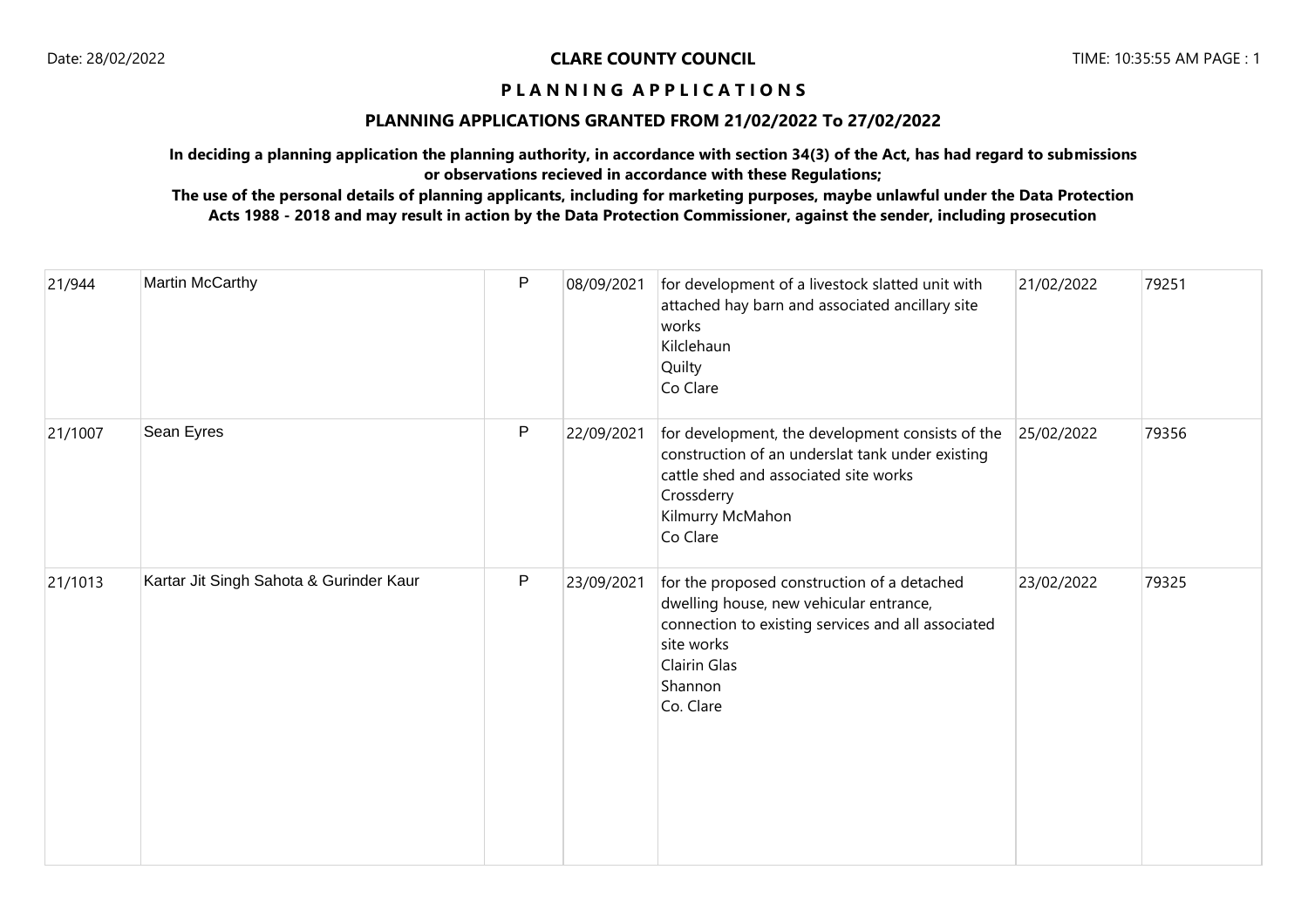**CLARE COUNTY COUNCIL**

# P L A N N I N G A P P L I C A T I O N S

## PLANNING APPLICATIONS GRANTED FROM 21/02/2022 To 27/02/2022

**In deciding a planning application the planning authority, in accordance with section 34(3) of the Act, has had regard to submissions or observations recieved in accordance with these Regulations;**

**The use of the personal details of planning applicants, including for marketing purposes, maybe unlawful under the Data Protection Acts 1988 - 2018 and may result in action by the Data Protection Commissioner, against the sender, including prosecution**

| | | | | | | |
|---|---|---|---|---|---|---|
| 21/944 | Martin McCarthy | P | 08/09/2021 | for development of a livestock slatted unit with attached hay barn and associated ancillary site works<br>Kilclehaun<br>Quilty<br>Co Clare | 21/02/2022 | 79251 |
| 21/1007 | Sean Eyres | P | 22/09/2021 | for development, the development consists of the construction of an underslat tank under existing cattle shed and associated site works<br>Crossderry<br>Kilmurry McMahon<br>Co Clare | 25/02/2022 | 79356 |
| 21/1013 | Kartar Jit Singh Sahota & Gurinder Kaur | P | 23/09/2021 | for the proposed construction of a detached dwelling house, new vehicular entrance, connection to existing services and all associated site works<br>Clairin Glas<br>Shannon<br>Co. Clare | 23/02/2022 | 79325 |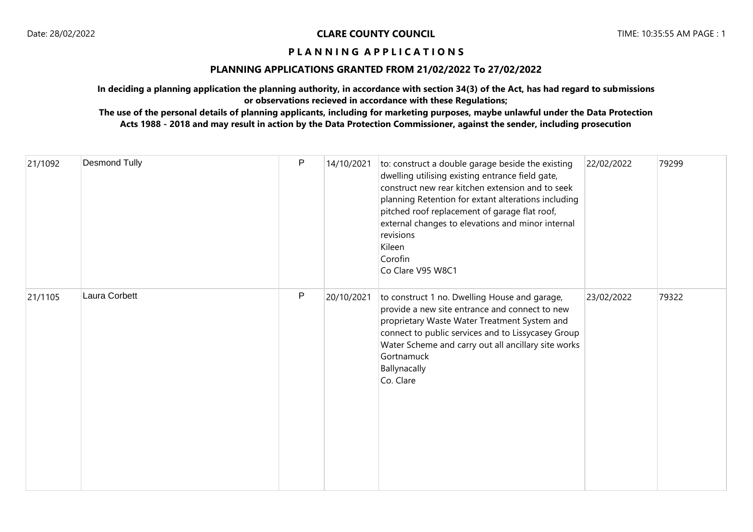**CLARE COUNTY COUNCIL**

**P L A N N I N G  A P P L I C A T I O N S**

**PLANNING APPLICATIONS GRANTED FROM 21/02/2022 To 27/02/2022**

**In deciding a planning application the planning authority, in accordance with section 34(3) of the Act, has had regard to submissions or observations recieved in accordance with these Regulations;**

**The use of the personal details of planning applicants, including for marketing purposes, maybe unlawful under the Data Protection Acts 1988 - 2018 and may result in action by the Data Protection Commissioner, against the sender, including prosecution**

| | | | | | | |
|---|---|---|---|---|---|---|
| 21/1092 | Desmond Tully | P | 14/10/2021 | to: construct a double garage beside the existing dwelling utilising existing entrance field gate, construct new rear kitchen extension and to seek planning Retention for extant alterations including pitched roof replacement of garage flat roof, external changes to elevations and minor internal revisions<br>Kileen<br>Corofin<br>Co Clare V95 W8C1 | 22/02/2022 | 79299 |
| 21/1105 | Laura Corbett | P | 20/10/2021 | to construct 1 no. Dwelling House and garage, provide a new site entrance and connect to new proprietary Waste Water Treatment System and connect to public services and to Lissycasey Group Water Scheme and carry out all ancillary site works<br>Gortnamuck<br>Ballynacally<br>Co. Clare | 23/02/2022 | 79322 |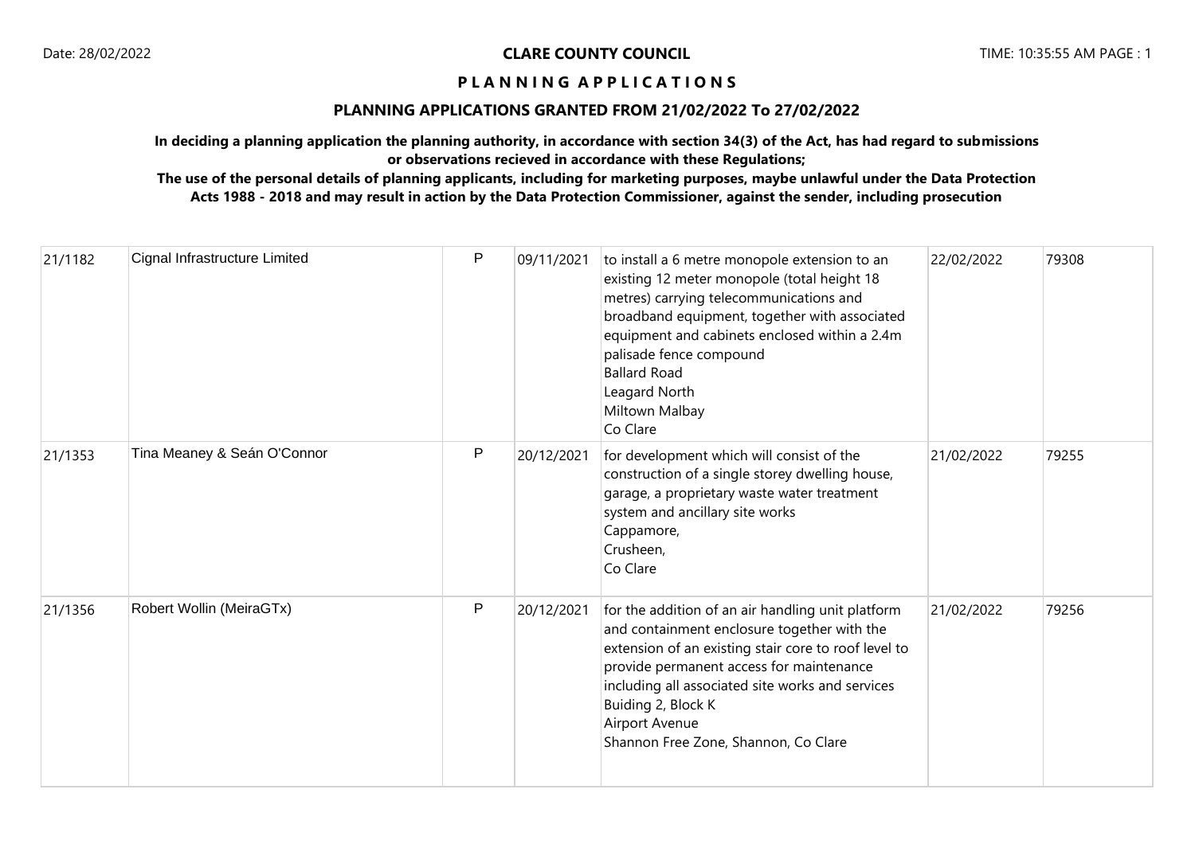**CLARE COUNTY COUNCIL**

**P L A N N I N G   A P P L I C A T I O N S**

**PLANNING APPLICATIONS GRANTED FROM 21/02/2022 To 27/02/2022**

**In deciding a planning application the planning authority, in accordance with section 34(3) of the Act, has had regard to submissions or observations recieved in accordance with these Regulations;**

**The use of the personal details of planning applicants, including for marketing purposes, maybe unlawful under the Data Protection Acts 1988 - 2018 and may result in action by the Data Protection Commissioner, against the sender, including prosecution**

| | | | | | | |
|---|---|---|---|---|---|---|
| 21/1182 | Cignal Infrastructure Limited | P | 09/11/2021 | to install a 6 metre monopole extension to an existing 12 meter monopole (total height 18 metres) carrying telecommunications and broadband equipment, together with associated equipment and cabinets enclosed within a 2.4m palisade fence compound<br>Ballard Road<br>Leagard North<br>Miltown Malbay<br>Co Clare | 22/02/2022 | 79308 |
| 21/1353 | Tina Meaney & Seán O'Connor | P | 20/12/2021 | for development which will consist of the construction of a single storey dwelling house, garage, a proprietary waste water treatment system and ancillary site works<br>Cappamore,<br>Crusheen,<br>Co Clare | 21/02/2022 | 79255 |
| 21/1356 | Robert Wollin (MeiraGTx) | P | 20/12/2021 | for the addition of an air handling unit platform and containment enclosure together with the extension of an existing stair core to roof level to provide permanent access for maintenance including all associated site works and services<br>Buiding 2, Block K<br>Airport Avenue<br>Shannon Free Zone, Shannon, Co Clare | 21/02/2022 | 79256 |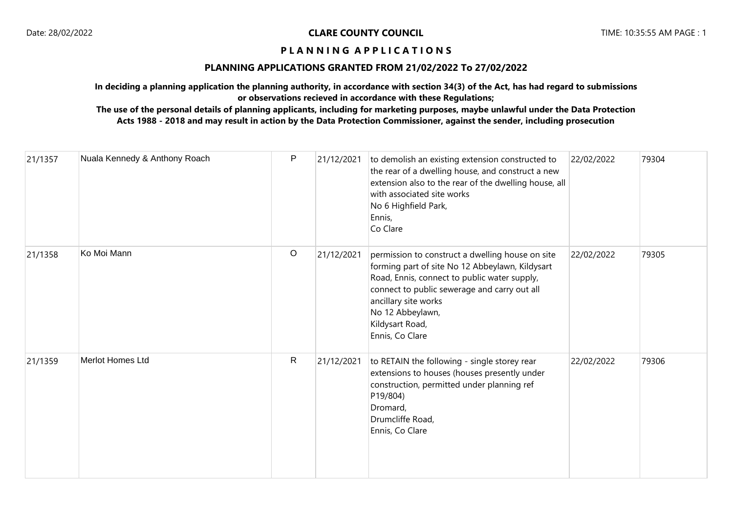**CLARE COUNTY COUNCIL**

**P L A N N I N G  A P P L I C A T I O N S**

**PLANNING APPLICATIONS GRANTED FROM 21/02/2022 To 27/02/2022**

**In deciding a planning application the planning authority, in accordance with section 34(3) of the Act, has had regard to submissions or observations recieved in accordance with these Regulations;**

**The use of the personal details of planning applicants, including for marketing purposes, maybe unlawful under the Data Protection Acts 1988 - 2018 and may result in action by the Data Protection Commissioner, against the sender, including prosecution**

| | | | | | | |
|---|---|---|---|---|---|---|
| 21/1357 | Nuala Kennedy & Anthony Roach | P | 21/12/2021 | to demolish an existing extension constructed to the rear of a dwelling house, and construct a new extension also to the rear of the dwelling house, all with associated site works<br>No 6 Highfield Park,<br>Ennis,<br>Co Clare | 22/02/2022 | 79304 |
| 21/1358 | Ko Moi Mann | O | 21/12/2021 | permission to construct a dwelling house on site forming part of site No 12 Abbeylawn, Kildysart Road, Ennis, connect to public water supply, connect to public sewerage and carry out all ancillary site works<br>No 12 Abbeylawn,<br>Kildysart Road,<br>Ennis, Co Clare | 22/02/2022 | 79305 |
| 21/1359 | Merlot Homes Ltd | R | 21/12/2021 | to RETAIN the following - single storey rear extensions to houses (houses presently under construction, permitted under planning ref P19/804)<br>Dromard,<br>Drumcliffe Road,<br>Ennis, Co Clare | 22/02/2022 | 79306 |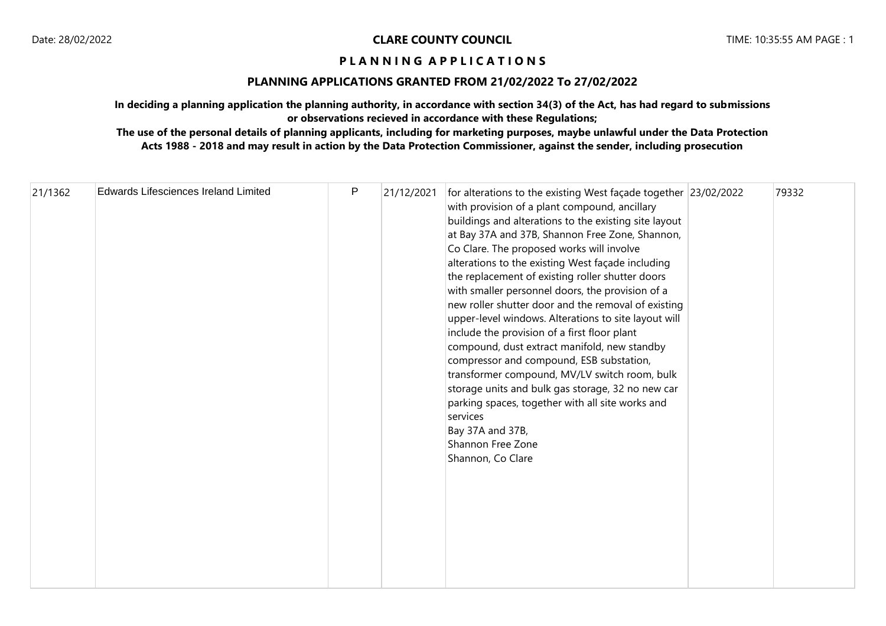**CLARE COUNTY COUNCIL**

**P L A N N I N G  A P P L I C A T I O N S**

**PLANNING APPLICATIONS GRANTED FROM 21/02/2022 To 27/02/2022**

**In deciding a planning application the planning authority, in accordance with section 34(3) of the Act, has had regard to submissions or observations recieved in accordance with these Regulations;**

**The use of the personal details of planning applicants, including for marketing purposes, maybe unlawful under the Data Protection Acts 1988 - 2018 and may result in action by the Data Protection Commissioner, against the sender, including prosecution**

| | | | | | | |
|---|---|---|---|---|---|---|
| 21/1362 | Edwards Lifesciences Ireland Limited | P | 21/12/2021 | for alterations to the existing West façade together with provision of a plant compound, ancillary buildings and alterations to the existing site layout at Bay 37A and 37B, Shannon Free Zone, Shannon, Co Clare. The proposed works will involve alterations to the existing West façade including the replacement of existing roller shutter doors with smaller personnel doors, the provision of a new roller shutter door and the removal of existing upper-level windows. Alterations to site layout will include the provision of a first floor plant compound, dust extract manifold, new standby compressor and compound, ESB substation, transformer compound, MV/LV switch room, bulk storage units and bulk gas storage, 32 no new car parking spaces, together with all site works and services<br>Bay 37A and 37B,<br>Shannon Free Zone<br>Shannon, Co Clare | 23/02/2022 | 79332 |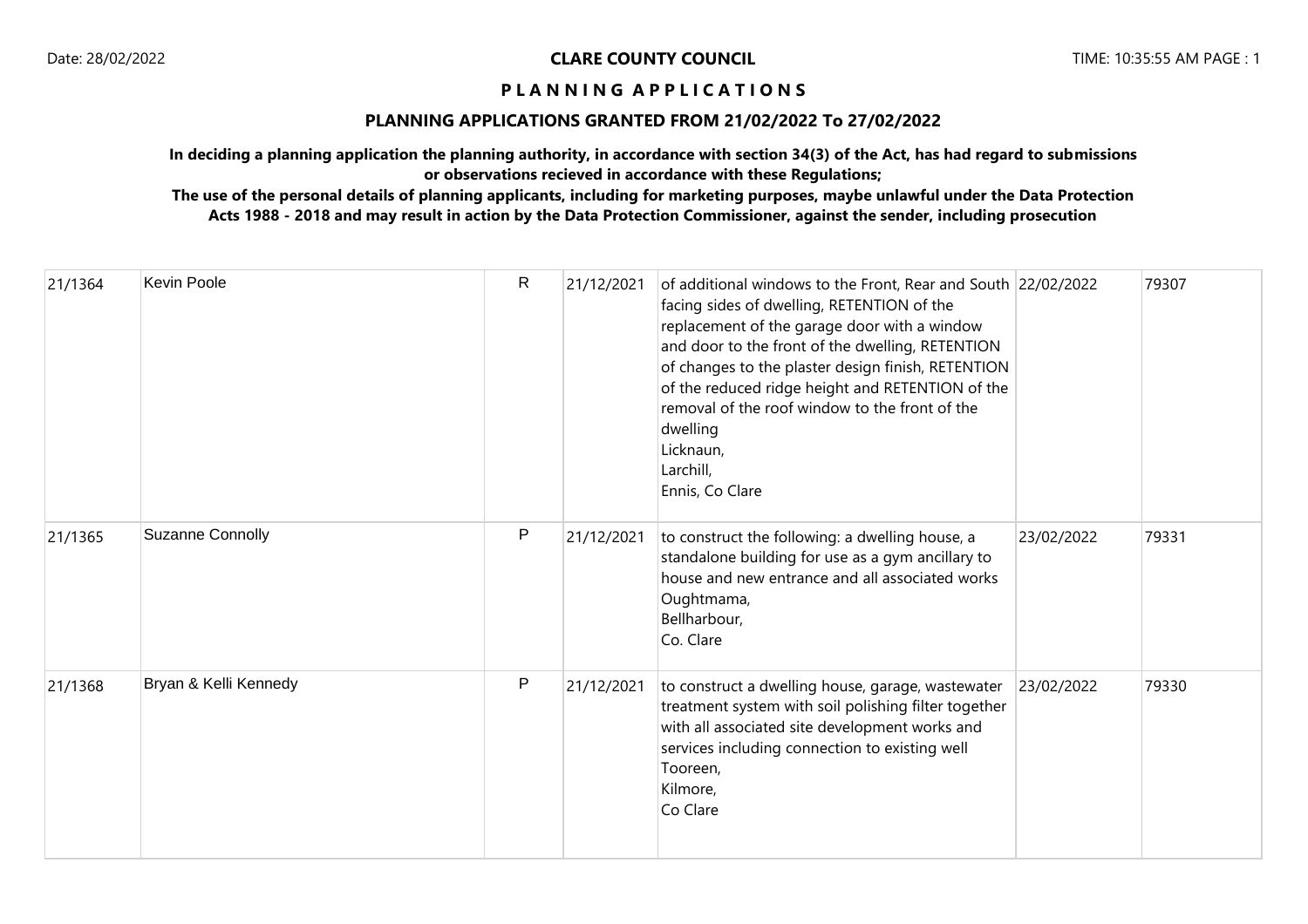## PLANNING APPLICATIONS GRANTED FROM 21/02/2022 To 27/02/2022

**In deciding a planning application the planning authority, in accordance with section 34(3) of the Act, has had regard to submissions or observations recieved in accordance with these Regulations;**

**The use of the personal details of planning applicants, including for marketing purposes, maybe unlawful under the Data Protection Acts 1988 - 2018 and may result in action by the Data Protection Commissioner, against the sender, including prosecution**

| | | | | | | |
|---|---|---|---|---|---|---|
| 21/1364 | Kevin Poole | R | 21/12/2021 | of additional windows to the Front, Rear and South facing sides of dwelling, RETENTION of the replacement of the garage door with a window and door to the front of the dwelling, RETENTION of changes to the plaster design finish, RETENTION of the reduced ridge height and RETENTION of the removal of the roof window to the front of the dwelling<br>Licknaun,<br>Larchill,<br>Ennis, Co Clare | 22/02/2022 | 79307 |
| 21/1365 | Suzanne Connolly | P | 21/12/2021 | to construct the following: a dwelling house, a standalone building for use as a gym ancillary to house and new entrance and all associated works<br>Oughtmama,<br>Bellharbour,<br>Co. Clare | 23/02/2022 | 79331 |
| 21/1368 | Bryan & Kelli Kennedy | P | 21/12/2021 | to construct a dwelling house, garage, wastewater treatment system with soil polishing filter together with all associated site development works and services including connection to existing well<br>Tooreen,<br>Kilmore,<br>Co Clare | 23/02/2022 | 79330 |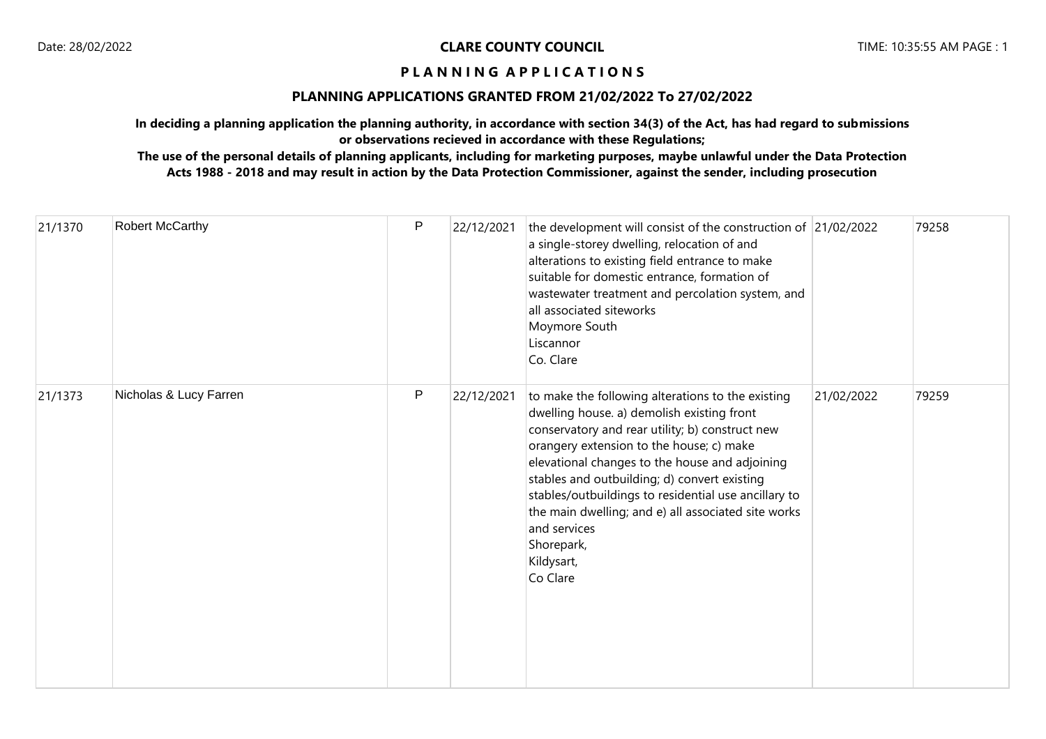**CLARE COUNTY COUNCIL**

**P L A N N I N G   A P P L I C A T I O N S**

**PLANNING APPLICATIONS GRANTED FROM 21/02/2022 To 27/02/2022**

**In deciding a planning application the planning authority, in accordance with section 34(3) of the Act, has had regard to submissions or observations recieved in accordance with these Regulations;**

**The use of the personal details of planning applicants, including for marketing purposes, maybe unlawful under the Data Protection Acts 1988 - 2018 and may result in action by the Data Protection Commissioner, against the sender, including prosecution**

| | | | | | | |
|---|---|---|---|---|---|---|
| 21/1370 | Robert McCarthy | P | 22/12/2021 | the development will consist of the construction of a single-storey dwelling, relocation of and alterations to existing field entrance to make suitable for domestic entrance, formation of wastewater treatment and percolation system, and all associated siteworks<br>Moymore South<br>Liscannor<br>Co. Clare | 21/02/2022 | 79258 |
| 21/1373 | Nicholas & Lucy Farren | P | 22/12/2021 | to make the following alterations to the existing dwelling house. a) demolish existing front conservatory and rear utility; b) construct new orangery extension to the house; c) make elevational changes to the house and adjoining stables and outbuilding; d) convert existing stables/outbuildings to residential use ancillary to the main dwelling; and e) all associated site works and services<br>Shorepark,<br>Kildysart,<br>Co Clare | 21/02/2022 | 79259 |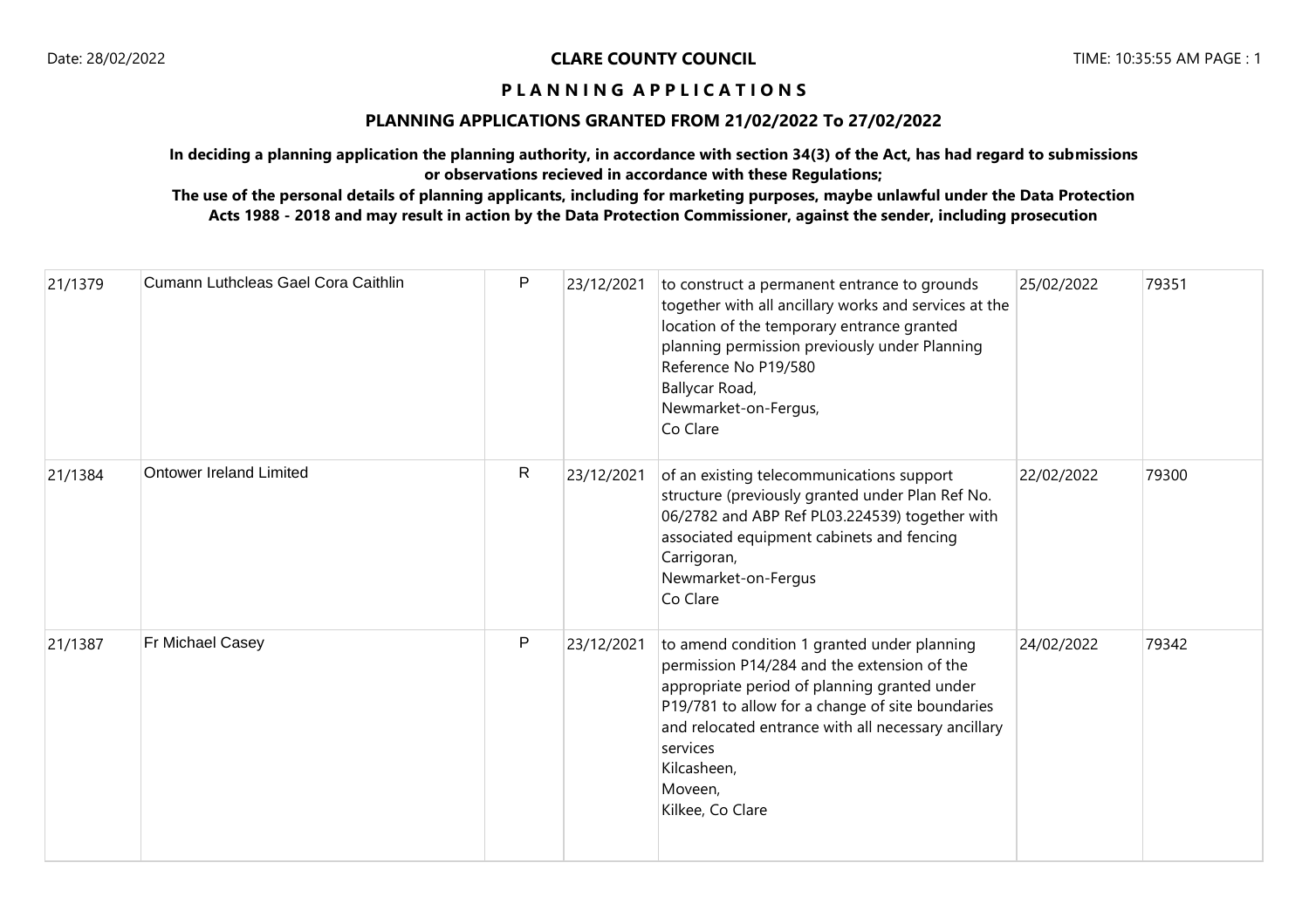**CLARE COUNTY COUNCIL**

**P L A N N I N G   A P P L I C A T I O N S**

**PLANNING APPLICATIONS GRANTED FROM 21/02/2022 To 27/02/2022**

**In deciding a planning application the planning authority, in accordance with section 34(3) of the Act, has had regard to submissions or observations recieved in accordance with these Regulations;**

**The use of the personal details of planning applicants, including for marketing purposes, maybe unlawful under the Data Protection Acts 1988 - 2018 and may result in action by the Data Protection Commissioner, against the sender, including prosecution**

| | | | | | | |
|---|---|---|---|---|---|---|
| 21/1379 | Cumann Luthcleas Gael Cora Caithlin | P | 23/12/2021 | to construct a permanent entrance to grounds together with all ancillary works and services at the location of the temporary entrance granted planning permission previously under Planning Reference No P19/580<br>Ballycar Road,<br>Newmarket-on-Fergus,<br>Co Clare | 25/02/2022 | 79351 |
| 21/1384 | Ontower Ireland Limited | R | 23/12/2021 | of an existing telecommunications support structure (previously granted under Plan Ref No. 06/2782 and ABP Ref PL03.224539) together with associated equipment cabinets and fencing<br>Carrigoran,<br>Newmarket-on-Fergus<br>Co Clare | 22/02/2022 | 79300 |
| 21/1387 | Fr Michael Casey | P | 23/12/2021 | to amend condition 1 granted under planning permission P14/284 and the extension of the appropriate period of planning granted under P19/781 to allow for a change of site boundaries and relocated entrance with all necessary ancillary services<br>Kilcasheen,<br>Moveen,<br>Kilkee, Co Clare | 24/02/2022 | 79342 |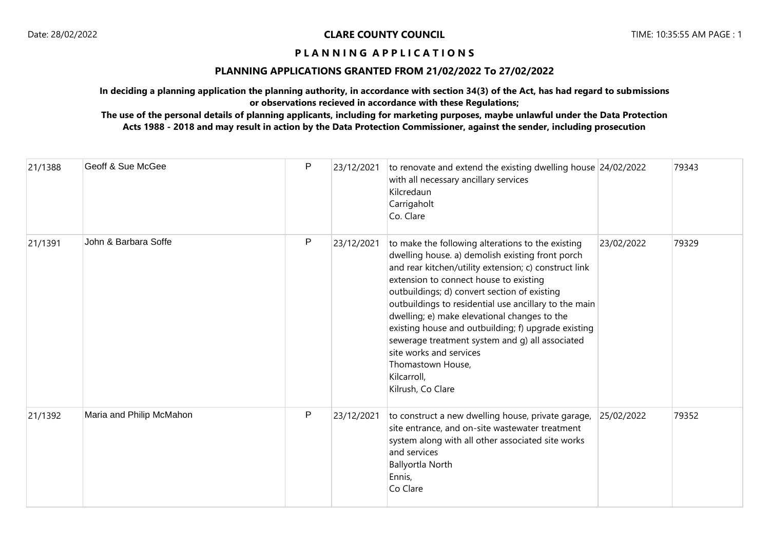**CLARE COUNTY COUNCIL**

**P L A N N I N G   A P P L I C A T I O N S**

**PLANNING APPLICATIONS GRANTED FROM 21/02/2022 To 27/02/2022**

**In deciding a planning application the planning authority, in accordance with section 34(3) of the Act, has had regard to submissions or observations recieved in accordance with these Regulations;**

**The use of the personal details of planning applicants, including for marketing purposes, maybe unlawful under the Data Protection Acts 1988 - 2018 and may result in action by the Data Protection Commissioner, against the sender, including prosecution**

| | | | | | | |
|---|---|---|---|---|---|---|
| 21/1388 | Geoff & Sue McGee | P | 23/12/2021 | to renovate and extend the existing dwelling house with all necessary ancillary services<br>Kilcredaun<br>Carrigaholt<br>Co. Clare | 24/02/2022 | 79343 |
| 21/1391 | John & Barbara Soffe | P | 23/12/2021 | to make the following alterations to the existing dwelling house. a) demolish existing front porch and rear kitchen/utility extension; c) construct link extension to connect house to existing outbuildings; d) convert section of existing outbuildings to residential use ancillary to the main dwelling; e) make elevational changes to the existing house and outbuilding; f) upgrade existing sewerage treatment system and g) all associated site works and services<br>Thomastown House,<br>Kilcarroll,<br>Kilrush, Co Clare | 23/02/2022 | 79329 |
| 21/1392 | Maria and Philip McMahon | P | 23/12/2021 | to construct a new dwelling house, private garage, site entrance, and on-site wastewater treatment system along with all other associated site works and services<br>Ballyortla North<br>Ennis,<br>Co Clare | 25/02/2022 | 79352 |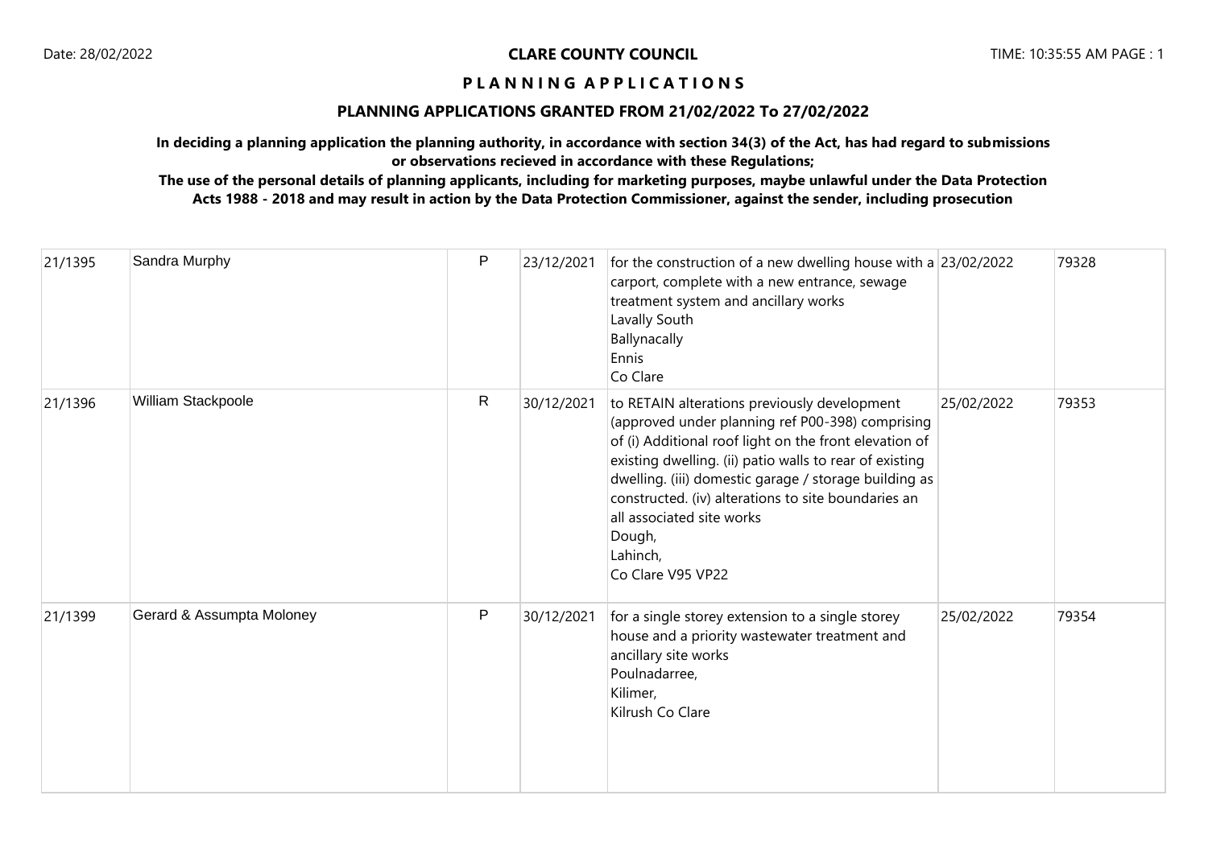**CLARE COUNTY COUNCIL**

**P L A N N I N G A P P L I C A T I O N S**

**PLANNING APPLICATIONS GRANTED FROM 21/02/2022 To 27/02/2022**

**In deciding a planning application the planning authority, in accordance with section 34(3) of the Act, has had regard to submissions or observations recieved in accordance with these Regulations;**

**The use of the personal details of planning applicants, including for marketing purposes, maybe unlawful under the Data Protection Acts 1988 - 2018 and may result in action by the Data Protection Commissioner, against the sender, including prosecution**

| | | | | | | |
|---|---|---|---|---|---|---|
| 21/1395 | Sandra Murphy | P | 23/12/2021 | for the construction of a new dwelling house with a carport, complete with a new entrance, sewage treatment system and ancillary works<br>Lavally South<br>Ballynacally<br>Ennis<br>Co Clare | 23/02/2022 | 79328 |
| 21/1396 | William Stackpoole | R | 30/12/2021 | to RETAIN alterations previously development (approved under planning ref P00-398) comprising of (i) Additional roof light on the front elevation of existing dwelling. (ii) patio walls to rear of existing dwelling. (iii) domestic garage / storage building as constructed. (iv) alterations to site boundaries an all associated site works<br>Dough,<br>Lahinch,<br>Co Clare V95 VP22 | 25/02/2022 | 79353 |
| 21/1399 | Gerard & Assumpta Moloney | P | 30/12/2021 | for a single storey extension to a single storey house and a priority wastewater treatment and ancillary site works<br>Poulnadarree,<br>Kilimer,<br>Kilrush Co Clare | 25/02/2022 | 79354 |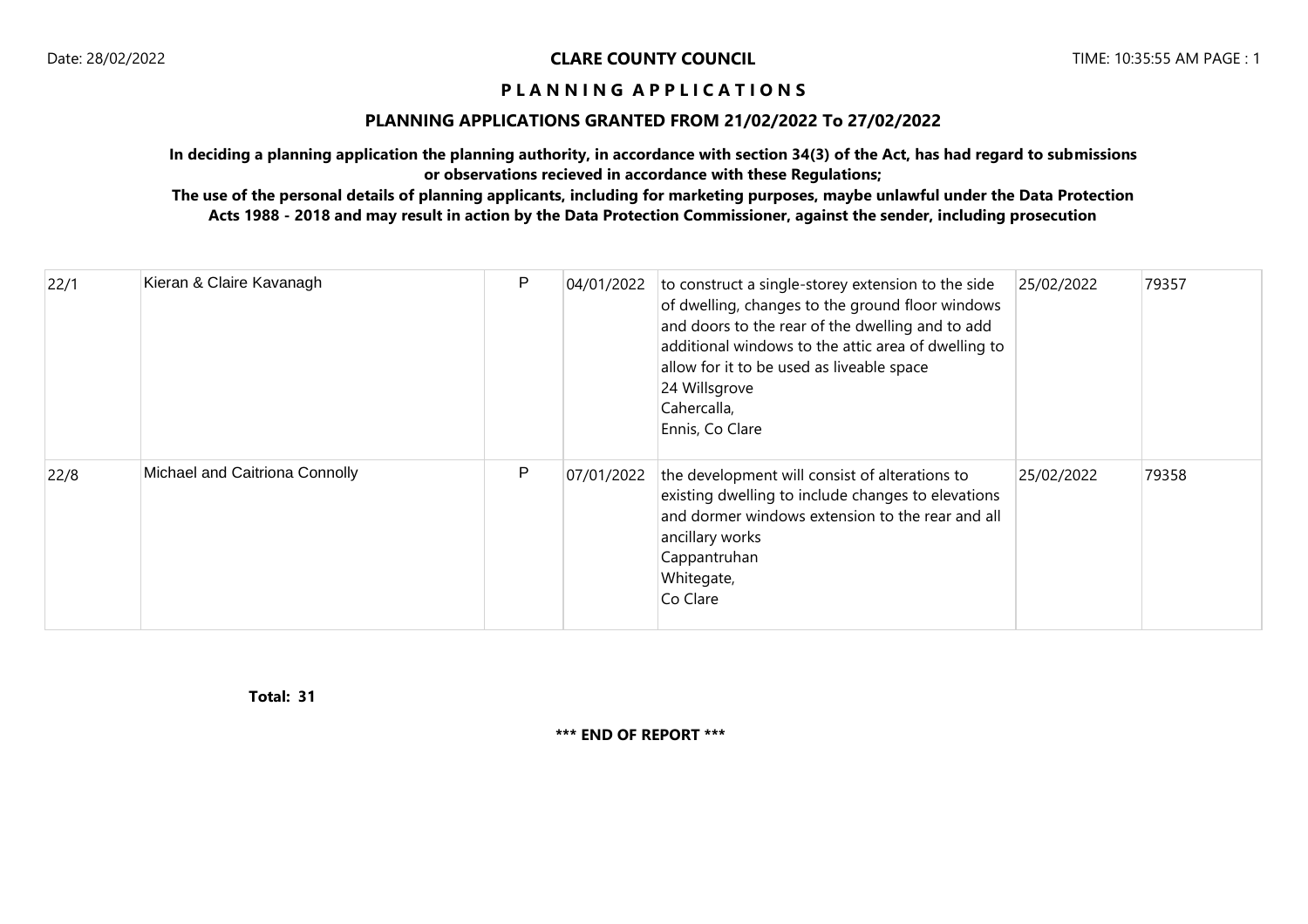# CLARE COUNTY COUNCIL

## P L A N N I N G A P P L I C A T I O N S

## PLANNING APPLICATIONS GRANTED FROM 21/02/2022 To 27/02/2022

**In deciding a planning application the planning authority, in accordance with section 34(3) of the Act, has had regard to submissions or observations recieved in accordance with these Regulations;**

**The use of the personal details of planning applicants, including for marketing purposes, maybe unlawful under the Data Protection Acts 1988 - 2018 and may result in action by the Data Protection Commissioner, against the sender, including prosecution**

| | | | | | | |
|---|---|---|---|---|---|---|
| 22/1 | Kieran & Claire Kavanagh | P | 04/01/2022 | to construct a single-storey extension to the side of dwelling, changes to the ground floor windows and doors to the rear of the dwelling and to add additional windows to the attic area of dwelling to allow for it to be used as liveable space<br>24 Willsgrove<br>Cahercalla,<br>Ennis, Co Clare | 25/02/2022 | 79357 |
| 22/8 | Michael and Caitriona Connolly | P | 07/01/2022 | the development will consist of alterations to existing dwelling to include changes to elevations and dormer windows extension to the rear and all ancillary works<br>Cappantruhan<br>Whitegate,<br>Co Clare | 25/02/2022 | 79358 |

**Total: 31**

**\*\*\* END OF REPORT \*\*\***